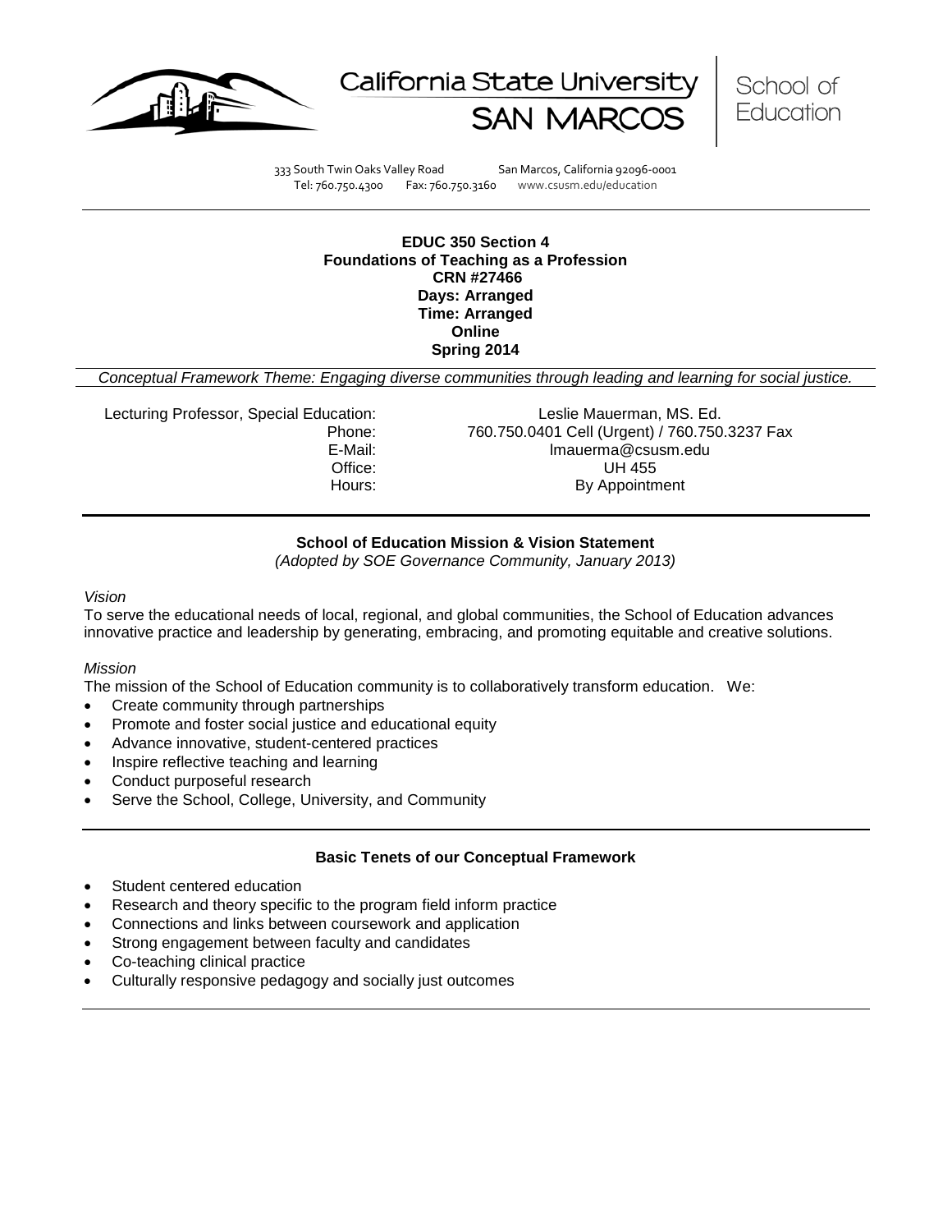California State University SAN MARCOS | School of Education

333 South Twin Oaks Valley Road San Marcos, California 92096-0001
Tel: 760.750.4300 Fax: 760.750.3160 www.csusm.edu/education

**EDUC 350 Section 4**
**Foundations of Teaching as a Profession**
**CRN #27466**
**Days: Arranged**
**Time: Arranged**
**Online**
**Spring 2014**

*Conceptual Framework Theme: Engaging diverse communities through leading and learning for social justice.*

| | |
|---|---|
| Lecturing Professor, Special Education: | Leslie Mauerman, MS. Ed. |
| Phone: | 760.750.0401 Cell (Urgent) / 760.750.3237 Fax |
| E-Mail: | lmauerma@csusm.edu |
| Office: | UH 455 |
| Hours: | By Appointment |

## School of Education Mission & Vision Statement

*(Adopted by SOE Governance Community, January 2013)*

*Vision*

To serve the educational needs of local, regional, and global communities, the School of Education advances innovative practice and leadership by generating, embracing, and promoting equitable and creative solutions.

*Mission*

The mission of the School of Education community is to collaboratively transform education. We:

- Create community through partnerships
- Promote and foster social justice and educational equity
- Advance innovative, student-centered practices
- Inspire reflective teaching and learning
- Conduct purposeful research
- Serve the School, College, University, and Community

## Basic Tenets of our Conceptual Framework

- Student centered education
- Research and theory specific to the program field inform practice
- Connections and links between coursework and application
- Strong engagement between faculty and candidates
- Co-teaching clinical practice
- Culturally responsive pedagogy and socially just outcomes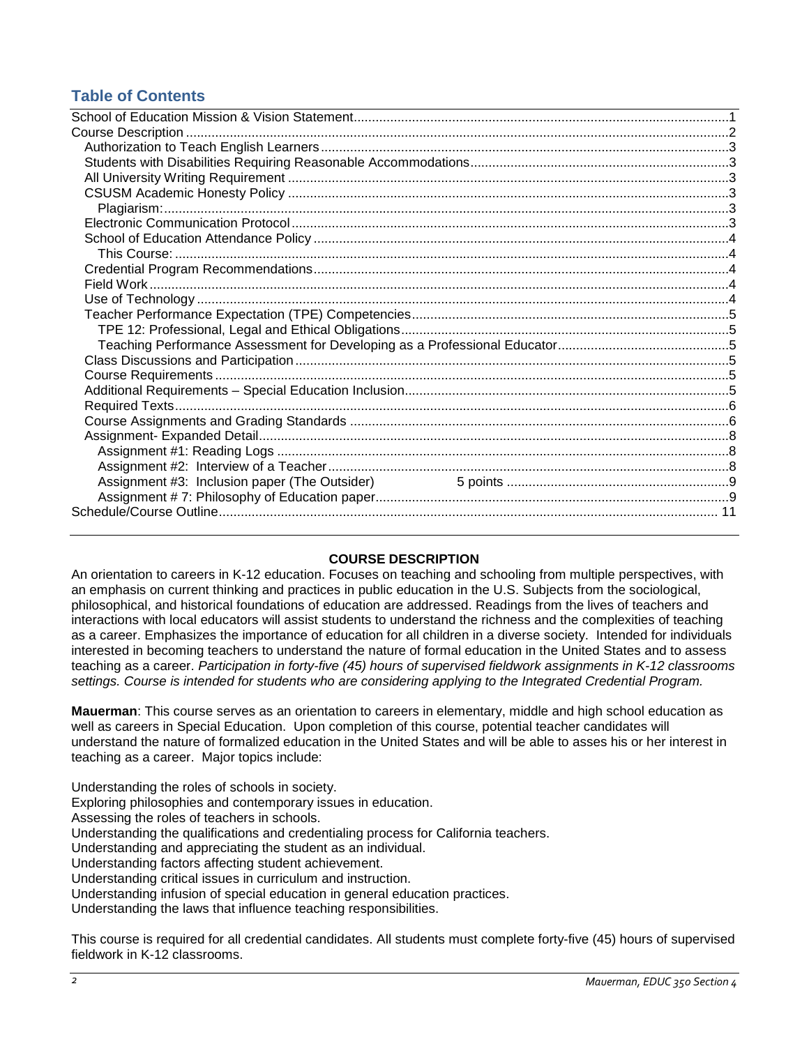## Table of Contents

School of Education Mission & Vision Statement ..... 1
Course Description ..... 2
- Authorization to Teach English Learners ..... 3
- Students with Disabilities Requiring Reasonable Accommodations ..... 3
- All University Writing Requirement ..... 3
- CSUSM Academic Honesty Policy ..... 3
  - Plagiarism: ..... 3
- Electronic Communication Protocol ..... 3
- School of Education Attendance Policy ..... 4
  - This Course: ..... 4
- Credential Program Recommendations ..... 4
- Field Work ..... 4
- Use of Technology ..... 4
- Teacher Performance Expectation (TPE) Competencies ..... 5
  - TPE 12: Professional, Legal and Ethical Obligations ..... 5
  - Teaching Performance Assessment for Developing as a Professional Educator ..... 5
- Class Discussions and Participation ..... 5
- Course Requirements ..... 5
- Additional Requirements – Special Education Inclusion ..... 5
- Required Texts ..... 6
- Course Assignments and Grading Standards ..... 6
- Assignment- Expanded Detail ..... 8
  - Assignment #1: Reading Logs ..... 8
  - Assignment #2: Interview of a Teacher ..... 8
  - Assignment #3: Inclusion paper (The Outsider) 5 points ..... 9
  - Assignment # 7: Philosophy of Education paper ..... 9

Schedule/Course Outline ..... 11

## COURSE DESCRIPTION

An orientation to careers in K-12 education. Focuses on teaching and schooling from multiple perspectives, with an emphasis on current thinking and practices in public education in the U.S. Subjects from the sociological, philosophical, and historical foundations of education are addressed. Readings from the lives of teachers and interactions with local educators will assist students to understand the richness and the complexities of teaching as a career. Emphasizes the importance of education for all children in a diverse society. Intended for individuals interested in becoming teachers to understand the nature of formal education in the United States and to assess teaching as a career. *Participation in forty-five (45) hours of supervised fieldwork assignments in K-12 classrooms settings. Course is intended for students who are considering applying to the Integrated Credential Program.*

**Mauerman**: This course serves as an orientation to careers in elementary, middle and high school education as well as careers in Special Education. Upon completion of this course, potential teacher candidates will understand the nature of formalized education in the United States and will be able to asses his or her interest in teaching as a career. Major topics include:

Understanding the roles of schools in society.
Exploring philosophies and contemporary issues in education.
Assessing the roles of teachers in schools.
Understanding the qualifications and credentialing process for California teachers.
Understanding and appreciating the student as an individual.
Understanding factors affecting student achievement.
Understanding critical issues in curriculum and instruction.
Understanding infusion of special education in general education practices.
Understanding the laws that influence teaching responsibilities.

This course is required for all credential candidates. All students must complete forty-five (45) hours of supervised fieldwork in K-12 classrooms.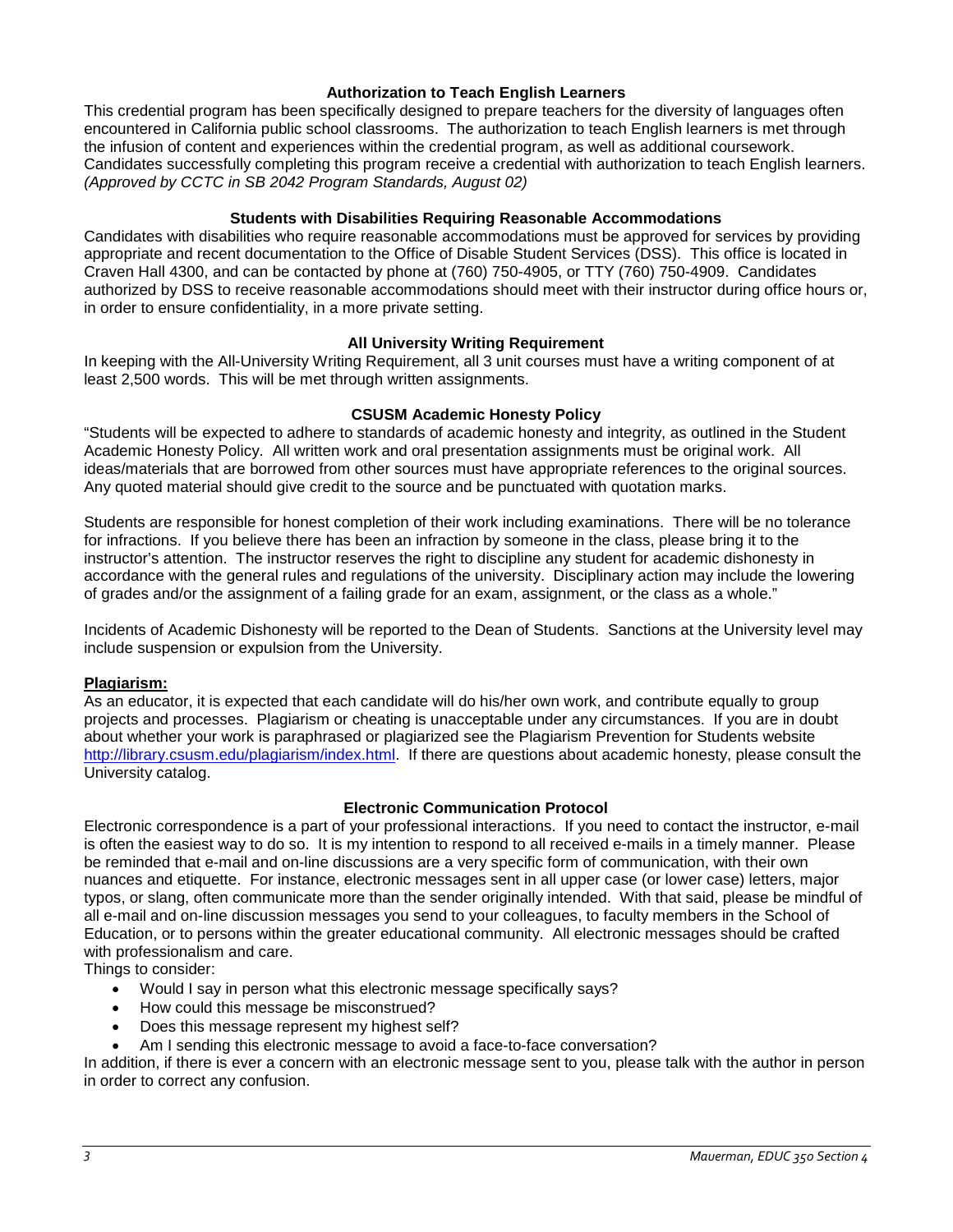### Authorization to Teach English Learners

This credential program has been specifically designed to prepare teachers for the diversity of languages often encountered in California public school classrooms. The authorization to teach English learners is met through the infusion of content and experiences within the credential program, as well as additional coursework. Candidates successfully completing this program receive a credential with authorization to teach English learners. *(Approved by CCTC in SB 2042 Program Standards, August 02)*

### Students with Disabilities Requiring Reasonable Accommodations

Candidates with disabilities who require reasonable accommodations must be approved for services by providing appropriate and recent documentation to the Office of Disable Student Services (DSS). This office is located in Craven Hall 4300, and can be contacted by phone at (760) 750-4905, or TTY (760) 750-4909. Candidates authorized by DSS to receive reasonable accommodations should meet with their instructor during office hours or, in order to ensure confidentiality, in a more private setting.

### All University Writing Requirement

In keeping with the All-University Writing Requirement, all 3 unit courses must have a writing component of at least 2,500 words. This will be met through written assignments.

### CSUSM Academic Honesty Policy

"Students will be expected to adhere to standards of academic honesty and integrity, as outlined in the Student Academic Honesty Policy. All written work and oral presentation assignments must be original work. All ideas/materials that are borrowed from other sources must have appropriate references to the original sources. Any quoted material should give credit to the source and be punctuated with quotation marks.

Students are responsible for honest completion of their work including examinations. There will be no tolerance for infractions. If you believe there has been an infraction by someone in the class, please bring it to the instructor's attention. The instructor reserves the right to discipline any student for academic dishonesty in accordance with the general rules and regulations of the university. Disciplinary action may include the lowering of grades and/or the assignment of a failing grade for an exam, assignment, or the class as a whole."

Incidents of Academic Dishonesty will be reported to the Dean of Students. Sanctions at the University level may include suspension or expulsion from the University.

**Plagiarism:**

As an educator, it is expected that each candidate will do his/her own work, and contribute equally to group projects and processes. Plagiarism or cheating is unacceptable under any circumstances. If you are in doubt about whether your work is paraphrased or plagiarized see the Plagiarism Prevention for Students website http://library.csusm.edu/plagiarism/index.html. If there are questions about academic honesty, please consult the University catalog.

### Electronic Communication Protocol

Electronic correspondence is a part of your professional interactions. If you need to contact the instructor, e-mail is often the easiest way to do so. It is my intention to respond to all received e-mails in a timely manner. Please be reminded that e-mail and on-line discussions are a very specific form of communication, with their own nuances and etiquette. For instance, electronic messages sent in all upper case (or lower case) letters, major typos, or slang, often communicate more than the sender originally intended. With that said, please be mindful of all e-mail and on-line discussion messages you send to your colleagues, to faculty members in the School of Education, or to persons within the greater educational community. All electronic messages should be crafted with professionalism and care.

Things to consider:

- Would I say in person what this electronic message specifically says?
- How could this message be misconstrued?
- Does this message represent my highest self?
- Am I sending this electronic message to avoid a face-to-face conversation?

In addition, if there is ever a concern with an electronic message sent to you, please talk with the author in person in order to correct any confusion.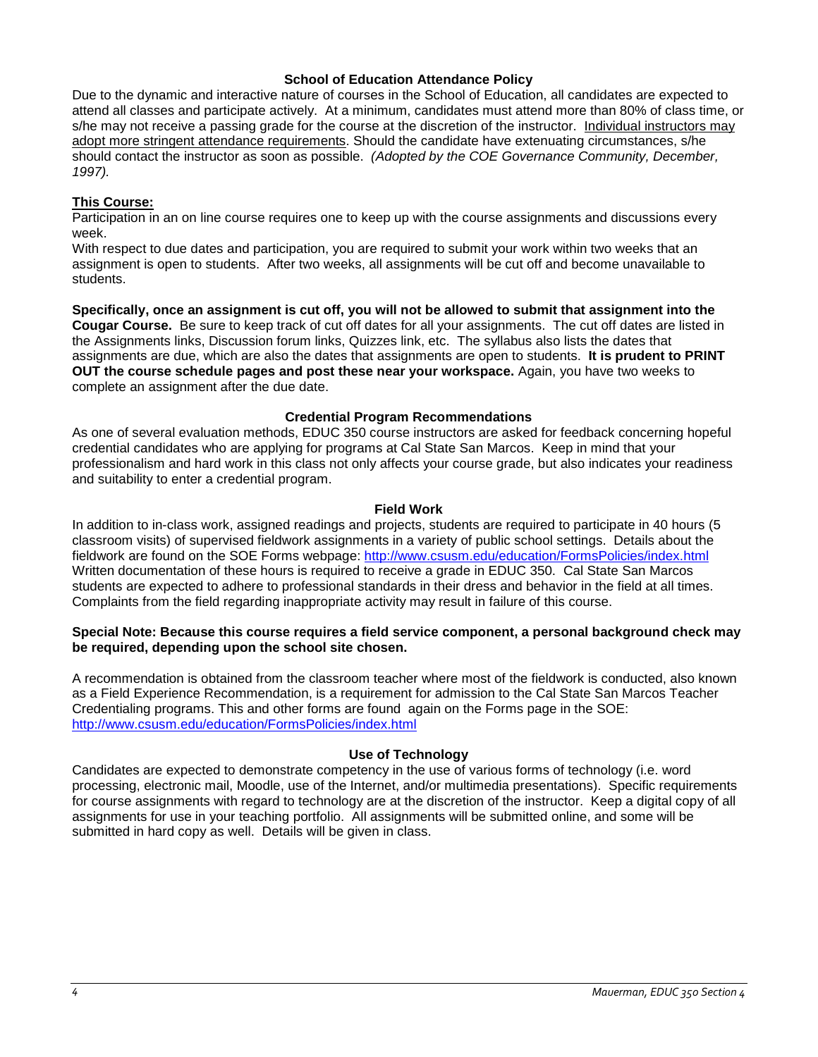### School of Education Attendance Policy

Due to the dynamic and interactive nature of courses in the School of Education, all candidates are expected to attend all classes and participate actively. At a minimum, candidates must attend more than 80% of class time, or s/he may not receive a passing grade for the course at the discretion of the instructor. <u>Individual instructors may adopt more stringent attendance requirements</u>. Should the candidate have extenuating circumstances, s/he should contact the instructor as soon as possible. *(Adopted by the COE Governance Community, December, 1997).*

**<u>This Course:</u>**

Participation in an on line course requires one to keep up with the course assignments and discussions every week.

With respect to due dates and participation, you are required to submit your work within two weeks that an assignment is open to students. After two weeks, all assignments will be cut off and become unavailable to students.

**Specifically, once an assignment is cut off, you will not be allowed to submit that assignment into the Cougar Course.** Be sure to keep track of cut off dates for all your assignments. The cut off dates are listed in the Assignments links, Discussion forum links, Quizzes link, etc. The syllabus also lists the dates that assignments are due, which are also the dates that assignments are open to students. **It is prudent to PRINT OUT the course schedule pages and post these near your workspace.** Again, you have two weeks to complete an assignment after the due date.

### Credential Program Recommendations

As one of several evaluation methods, EDUC 350 course instructors are asked for feedback concerning hopeful credential candidates who are applying for programs at Cal State San Marcos. Keep in mind that your professionalism and hard work in this class not only affects your course grade, but also indicates your readiness and suitability to enter a credential program.

### Field Work

In addition to in-class work, assigned readings and projects, students are required to participate in 40 hours (5 classroom visits) of supervised fieldwork assignments in a variety of public school settings. Details about the fieldwork are found on the SOE Forms webpage: http://www.csusm.edu/education/FormsPolicies/index.html Written documentation of these hours is required to receive a grade in EDUC 350. Cal State San Marcos students are expected to adhere to professional standards in their dress and behavior in the field at all times. Complaints from the field regarding inappropriate activity may result in failure of this course.

**Special Note: Because this course requires a field service component, a personal background check may be required, depending upon the school site chosen.**

A recommendation is obtained from the classroom teacher where most of the fieldwork is conducted, also known as a Field Experience Recommendation, is a requirement for admission to the Cal State San Marcos Teacher Credentialing programs. This and other forms are found again on the Forms page in the SOE: http://www.csusm.edu/education/FormsPolicies/index.html

### Use of Technology

Candidates are expected to demonstrate competency in the use of various forms of technology (i.e. word processing, electronic mail, Moodle, use of the Internet, and/or multimedia presentations). Specific requirements for course assignments with regard to technology are at the discretion of the instructor. Keep a digital copy of all assignments for use in your teaching portfolio. All assignments will be submitted online, and some will be submitted in hard copy as well. Details will be given in class.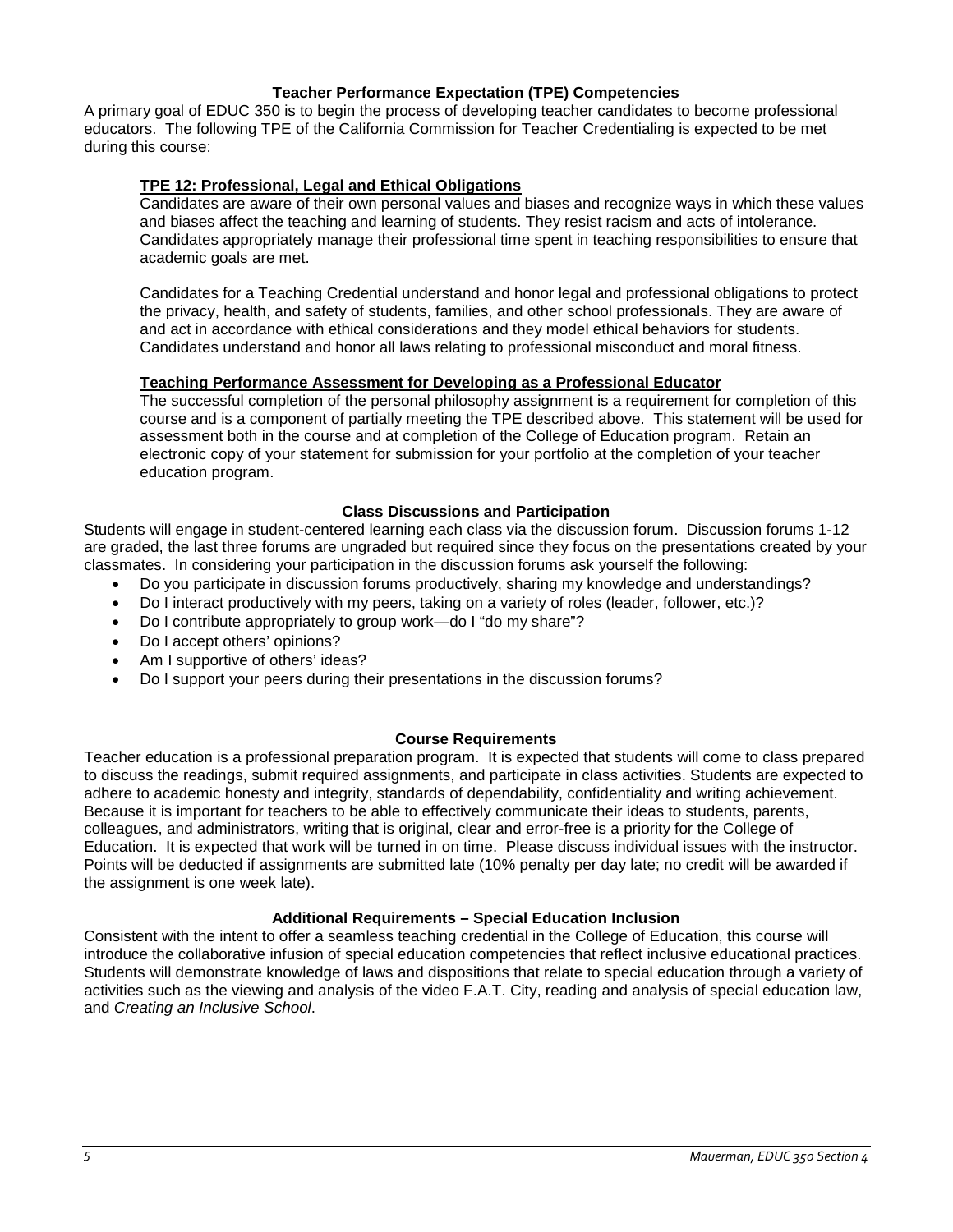## Teacher Performance Expectation (TPE) Competencies

A primary goal of EDUC 350 is to begin the process of developing teacher candidates to become professional educators. The following TPE of the California Commission for Teacher Credentialing is expected to be met during this course:

### TPE 12: Professional, Legal and Ethical Obligations

Candidates are aware of their own personal values and biases and recognize ways in which these values and biases affect the teaching and learning of students. They resist racism and acts of intolerance. Candidates appropriately manage their professional time spent in teaching responsibilities to ensure that academic goals are met.

Candidates for a Teaching Credential understand and honor legal and professional obligations to protect the privacy, health, and safety of students, families, and other school professionals. They are aware of and act in accordance with ethical considerations and they model ethical behaviors for students. Candidates understand and honor all laws relating to professional misconduct and moral fitness.

### Teaching Performance Assessment for Developing as a Professional Educator

The successful completion of the personal philosophy assignment is a requirement for completion of this course and is a component of partially meeting the TPE described above. This statement will be used for assessment both in the course and at completion of the College of Education program. Retain an electronic copy of your statement for submission for your portfolio at the completion of your teacher education program.

## Class Discussions and Participation

Students will engage in student-centered learning each class via the discussion forum. Discussion forums 1-12 are graded, the last three forums are ungraded but required since they focus on the presentations created by your classmates. In considering your participation in the discussion forums ask yourself the following:

- Do you participate in discussion forums productively, sharing my knowledge and understandings?
- Do I interact productively with my peers, taking on a variety of roles (leader, follower, etc.)?
- Do I contribute appropriately to group work—do I "do my share"?
- Do I accept others' opinions?
- Am I supportive of others' ideas?
- Do I support your peers during their presentations in the discussion forums?

## Course Requirements

Teacher education is a professional preparation program. It is expected that students will come to class prepared to discuss the readings, submit required assignments, and participate in class activities. Students are expected to adhere to academic honesty and integrity, standards of dependability, confidentiality and writing achievement. Because it is important for teachers to be able to effectively communicate their ideas to students, parents, colleagues, and administrators, writing that is original, clear and error-free is a priority for the College of Education. It is expected that work will be turned in on time. Please discuss individual issues with the instructor. Points will be deducted if assignments are submitted late (10% penalty per day late; no credit will be awarded if the assignment is one week late).

## Additional Requirements – Special Education Inclusion

Consistent with the intent to offer a seamless teaching credential in the College of Education, this course will introduce the collaborative infusion of special education competencies that reflect inclusive educational practices. Students will demonstrate knowledge of laws and dispositions that relate to special education through a variety of activities such as the viewing and analysis of the video F.A.T. City, reading and analysis of special education law, and *Creating an Inclusive School*.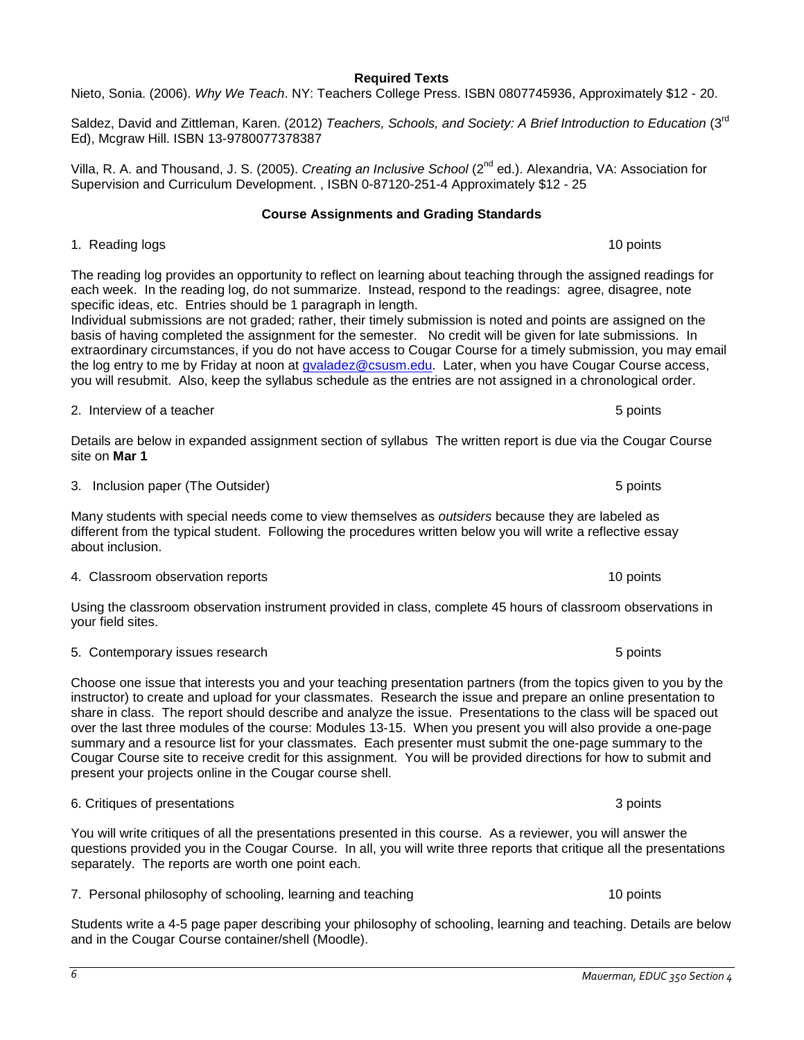## Required Texts

Nieto, Sonia. (2006). *Why We Teach*. NY: Teachers College Press. ISBN 0807745936, Approximately $12 - 20.

Saldez, David and Zittleman, Karen. (2012) *Teachers, Schools, and Society: A Brief Introduction to Education* (3rd Ed), Mcgraw Hill. ISBN 13-9780077378387

Villa, R. A. and Thousand, J. S. (2005). *Creating an Inclusive School* (2nd ed.). Alexandria, VA: Association for Supervision and Curriculum Development. , ISBN 0-87120-251-4 Approximately $12 - 25

## Course Assignments and Grading Standards

1. Reading logs — 10 points

The reading log provides an opportunity to reflect on learning about teaching through the assigned readings for each week. In the reading log, do not summarize. Instead, respond to the readings: agree, disagree, note specific ideas, etc. Entries should be 1 paragraph in length.
Individual submissions are not graded; rather, their timely submission is noted and points are assigned on the basis of having completed the assignment for the semester. No credit will be given for late submissions. In extraordinary circumstances, if you do not have access to Cougar Course for a timely submission, you may email the log entry to me by Friday at noon at gvaladez@csusm.edu. Later, when you have Cougar Course access, you will resubmit. Also, keep the syllabus schedule as the entries are not assigned in a chronological order.

2. Interview of a teacher — 5 points

Details are below in expanded assignment section of syllabus The written report is due via the Cougar Course site on **Mar 1**

3. Inclusion paper (The Outsider) — 5 points

Many students with special needs come to view themselves as *outsiders* because they are labeled as different from the typical student. Following the procedures written below you will write a reflective essay about inclusion.

4. Classroom observation reports — 10 points

Using the classroom observation instrument provided in class, complete 45 hours of classroom observations in your field sites.

5. Contemporary issues research — 5 points

Choose one issue that interests you and your teaching presentation partners (from the topics given to you by the instructor) to create and upload for your classmates. Research the issue and prepare an online presentation to share in class. The report should describe and analyze the issue. Presentations to the class will be spaced out over the last three modules of the course: Modules 13-15. When you present you will also provide a one-page summary and a resource list for your classmates. Each presenter must submit the one-page summary to the Cougar Course site to receive credit for this assignment. You will be provided directions for how to submit and present your projects online in the Cougar course shell.

6. Critiques of presentations — 3 points

You will write critiques of all the presentations presented in this course. As a reviewer, you will answer the questions provided you in the Cougar Course. In all, you will write three reports that critique all the presentations separately. The reports are worth one point each.

7. Personal philosophy of schooling, learning and teaching — 10 points

Students write a 4-5 page paper describing your philosophy of schooling, learning and teaching. Details are below and in the Cougar Course container/shell (Moodle).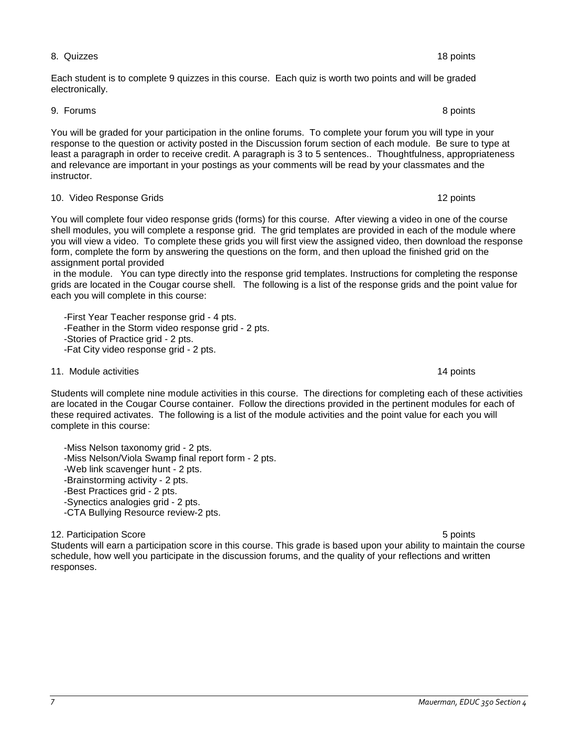8. Quizzes 18 points

Each student is to complete 9 quizzes in this course. Each quiz is worth two points and will be graded electronically.

9. Forums 8 points

You will be graded for your participation in the online forums. To complete your forum you will type in your response to the question or activity posted in the Discussion forum section of each module. Be sure to type at least a paragraph in order to receive credit. A paragraph is 3 to 5 sentences.. Thoughtfulness, appropriateness and relevance are important in your postings as your comments will be read by your classmates and the instructor.

10. Video Response Grids 12 points

You will complete four video response grids (forms) for this course. After viewing a video in one of the course shell modules, you will complete a response grid. The grid templates are provided in each of the module where you will view a video. To complete these grids you will first view the assigned video, then download the response form, complete the form by answering the questions on the form, and then upload the finished grid on the assignment portal provided

in the module. You can type directly into the response grid templates. Instructions for completing the response grids are located in the Cougar course shell. The following is a list of the response grids and the point value for each you will complete in this course:

- -First Year Teacher response grid - 4 pts.
- -Feather in the Storm video response grid - 2 pts.
- -Stories of Practice grid - 2 pts.
- -Fat City video response grid - 2 pts.

11. Module activities 14 points

Students will complete nine module activities in this course. The directions for completing each of these activities are located in the Cougar Course container. Follow the directions provided in the pertinent modules for each of these required activates. The following is a list of the module activities and the point value for each you will complete in this course:

- -Miss Nelson taxonomy grid - 2 pts.
- -Miss Nelson/Viola Swamp final report form - 2 pts.
- -Web link scavenger hunt - 2 pts.
- -Brainstorming activity - 2 pts.
- -Best Practices grid - 2 pts.
- -Synectics analogies grid - 2 pts.
- -CTA Bullying Resource review-2 pts.

12. Participation Score 5 points

Students will earn a participation score in this course. This grade is based upon your ability to maintain the course schedule, how well you participate in the discussion forums, and the quality of your reflections and written responses.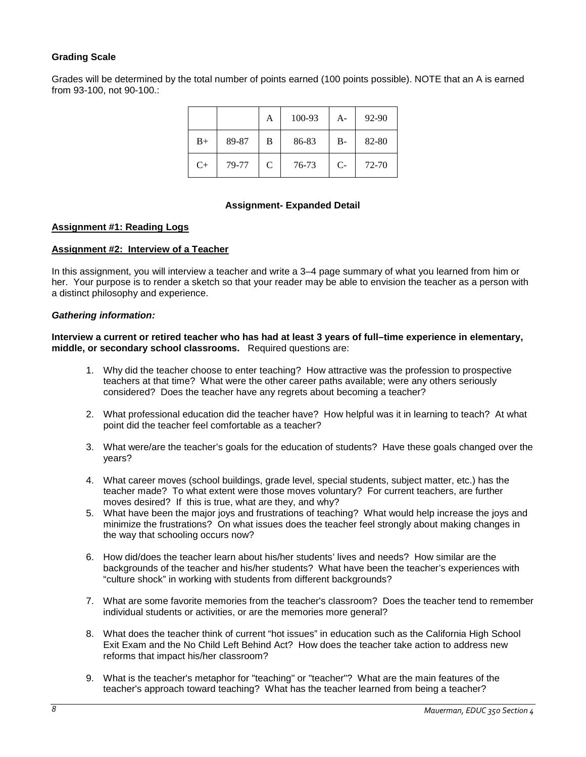### Grading Scale

Grades will be determined by the total number of points earned (100 points possible). NOTE that an A is earned from 93-100, not 90-100.:

| | | | | | |
|---|---|---|---|---|---|
| | | A | 100-93 | A- | 92-90 |
| B+ | 89-87 | B | 86-83 | B- | 82-80 |
| C+ | 79-77 | C | 76-73 | C- | 72-70 |

**Assignment- Expanded Detail**

**Assignment #1: Reading Logs**

**Assignment #2: Interview of a Teacher**

In this assignment, you will interview a teacher and write a 3–4 page summary of what you learned from him or her. Your purpose is to render a sketch so that your reader may be able to envision the teacher as a person with a distinct philosophy and experience.

***Gathering information:***

**Interview a current or retired teacher who has had at least 3 years of full–time experience in elementary, middle, or secondary school classrooms.** Required questions are:

1. Why did the teacher choose to enter teaching? How attractive was the profession to prospective teachers at that time? What were the other career paths available; were any others seriously considered? Does the teacher have any regrets about becoming a teacher?

2. What professional education did the teacher have? How helpful was it in learning to teach? At what point did the teacher feel comfortable as a teacher?

3. What were/are the teacher's goals for the education of students? Have these goals changed over the years?

4. What career moves (school buildings, grade level, special students, subject matter, etc.) has the teacher made? To what extent were those moves voluntary? For current teachers, are further moves desired? If this is true, what are they, and why?
5. What have been the major joys and frustrations of teaching? What would help increase the joys and minimize the frustrations? On what issues does the teacher feel strongly about making changes in the way that schooling occurs now?

6. How did/does the teacher learn about his/her students' lives and needs? How similar are the backgrounds of the teacher and his/her students? What have been the teacher's experiences with "culture shock" in working with students from different backgrounds?

7. What are some favorite memories from the teacher's classroom? Does the teacher tend to remember individual students or activities, or are the memories more general?

8. What does the teacher think of current "hot issues" in education such as the California High School Exit Exam and the No Child Left Behind Act? How does the teacher take action to address new reforms that impact his/her classroom?

9. What is the teacher's metaphor for "teaching" or "teacher"? What are the main features of the teacher's approach toward teaching? What has the teacher learned from being a teacher?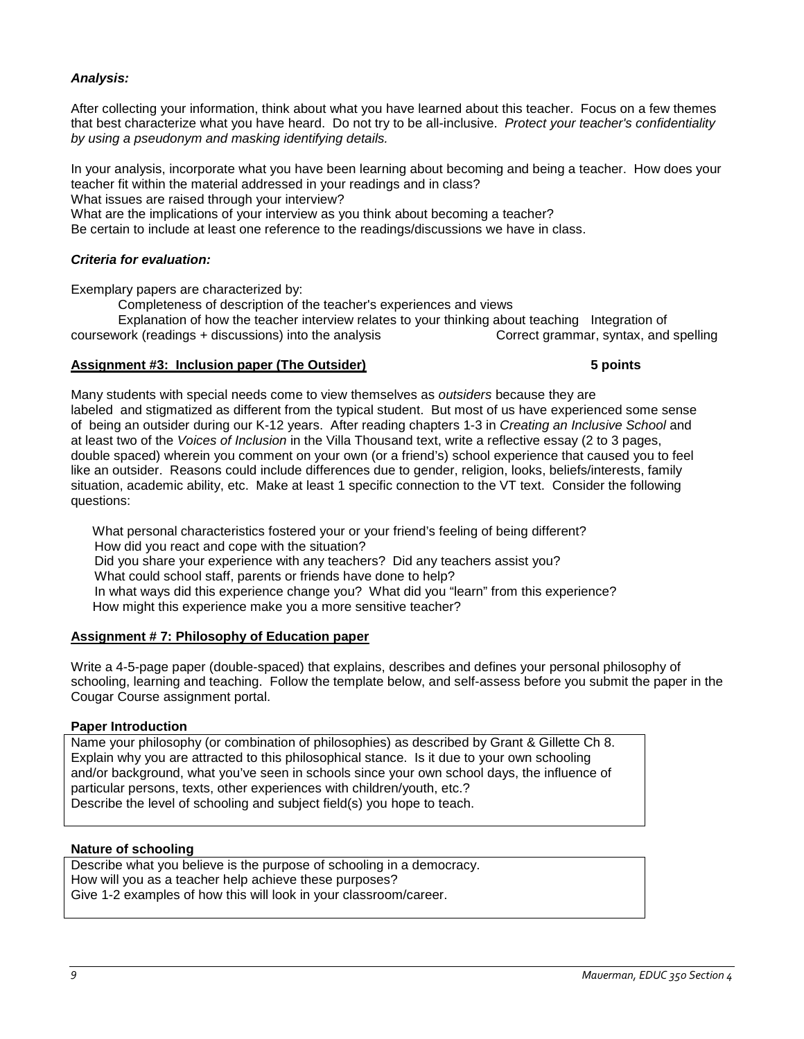***Analysis:***

After collecting your information, think about what you have learned about this teacher. Focus on a few themes that best characterize what you have heard. Do not try to be all-inclusive. *Protect your teacher's confidentiality by using a pseudonym and masking identifying details.*

In your analysis, incorporate what you have been learning about becoming and being a teacher. How does your teacher fit within the material addressed in your readings and in class?
What issues are raised through your interview?
What are the implications of your interview as you think about becoming a teacher?
Be certain to include at least one reference to the readings/discussions we have in class.

***Criteria for evaluation:***

Exemplary papers are characterized by:

Completeness of description of the teacher's experiences and views
Explanation of how the teacher interview relates to your thinking about teaching
Integration of coursework (readings + discussions) into the analysis
Correct grammar, syntax, and spelling

**Assignment #3: Inclusion paper (The Outsider)** **5 points**

Many students with special needs come to view themselves as *outsiders* because they are labeled and stigmatized as different from the typical student. But most of us have experienced some sense of being an outsider during our K-12 years. After reading chapters 1-3 in *Creating an Inclusive School* and at least two of the *Voices of Inclusion* in the Villa Thousand text, write a reflective essay (2 to 3 pages, double spaced) wherein you comment on your own (or a friend's) school experience that caused you to feel like an outsider. Reasons could include differences due to gender, religion, looks, beliefs/interests, family situation, academic ability, etc. Make at least 1 specific connection to the VT text. Consider the following questions:

What personal characteristics fostered your or your friend's feeling of being different?
How did you react and cope with the situation?
Did you share your experience with any teachers? Did any teachers assist you?
What could school staff, parents or friends have done to help?
In what ways did this experience change you? What did you "learn" from this experience?
How might this experience make you a more sensitive teacher?

**Assignment # 7: Philosophy of Education paper**

Write a 4-5-page paper (double-spaced) that explains, describes and defines your personal philosophy of schooling, learning and teaching. Follow the template below, and self-assess before you submit the paper in the Cougar Course assignment portal.

**Paper Introduction**

Name your philosophy (or combination of philosophies) as described by Grant & Gillette Ch 8.
Explain why you are attracted to this philosophical stance. Is it due to your own schooling and/or background, what you've seen in schools since your own school days, the influence of particular persons, texts, other experiences with children/youth, etc.?
Describe the level of schooling and subject field(s) you hope to teach.

**Nature of schooling**

Describe what you believe is the purpose of schooling in a democracy.
How will you as a teacher help achieve these purposes?
Give 1-2 examples of how this will look in your classroom/career.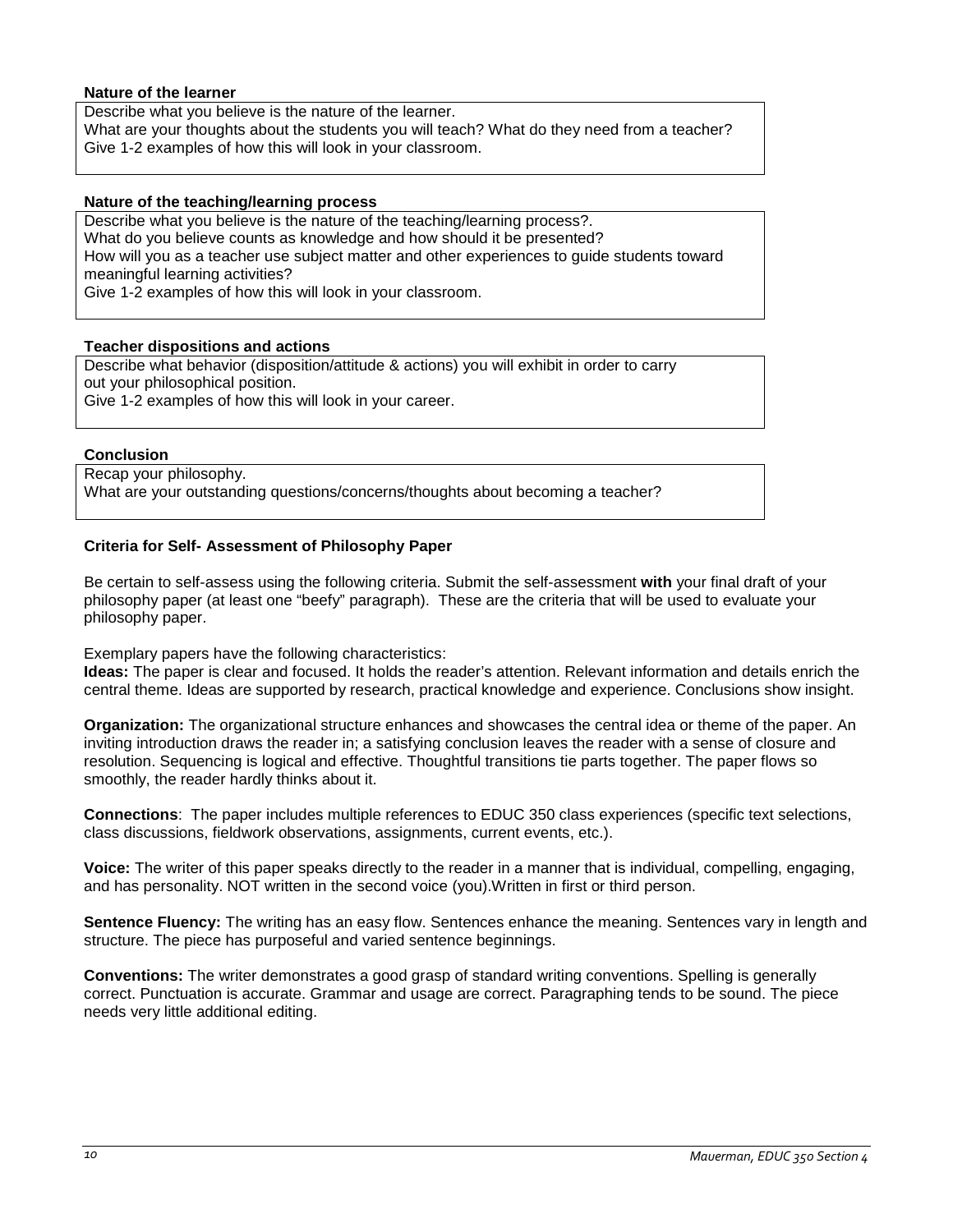**Nature of the learner**

Describe what you believe is the nature of the learner.
What are your thoughts about the students you will teach? What do they need from a teacher?
Give 1-2 examples of how this will look in your classroom.

**Nature of the teaching/learning process**

Describe what you believe is the nature of the teaching/learning process?.
What do you believe counts as knowledge and how should it be presented?
How will you as a teacher use subject matter and other experiences to guide students toward meaningful learning activities?
Give 1-2 examples of how this will look in your classroom.

**Teacher dispositions and actions**

Describe what behavior (disposition/attitude & actions) you will exhibit in order to carry out your philosophical position.
Give 1-2 examples of how this will look in your career.

**Conclusion**

Recap your philosophy.
What are your outstanding questions/concerns/thoughts about becoming a teacher?

**Criteria for Self- Assessment of Philosophy Paper**

Be certain to self-assess using the following criteria. Submit the self-assessment **with** your final draft of your philosophy paper (at least one "beefy" paragraph). These are the criteria that will be used to evaluate your philosophy paper.

Exemplary papers have the following characteristics:

**Ideas:** The paper is clear and focused. It holds the reader's attention. Relevant information and details enrich the central theme. Ideas are supported by research, practical knowledge and experience. Conclusions show insight.

**Organization:** The organizational structure enhances and showcases the central idea or theme of the paper. An inviting introduction draws the reader in; a satisfying conclusion leaves the reader with a sense of closure and resolution. Sequencing is logical and effective. Thoughtful transitions tie parts together. The paper flows so smoothly, the reader hardly thinks about it.

**Connections**: The paper includes multiple references to EDUC 350 class experiences (specific text selections, class discussions, fieldwork observations, assignments, current events, etc.).

**Voice:** The writer of this paper speaks directly to the reader in a manner that is individual, compelling, engaging, and has personality. NOT written in the second voice (you).Written in first or third person.

**Sentence Fluency:** The writing has an easy flow. Sentences enhance the meaning. Sentences vary in length and structure. The piece has purposeful and varied sentence beginnings.

**Conventions:** The writer demonstrates a good grasp of standard writing conventions. Spelling is generally correct. Punctuation is accurate. Grammar and usage are correct. Paragraphing tends to be sound. The piece needs very little additional editing.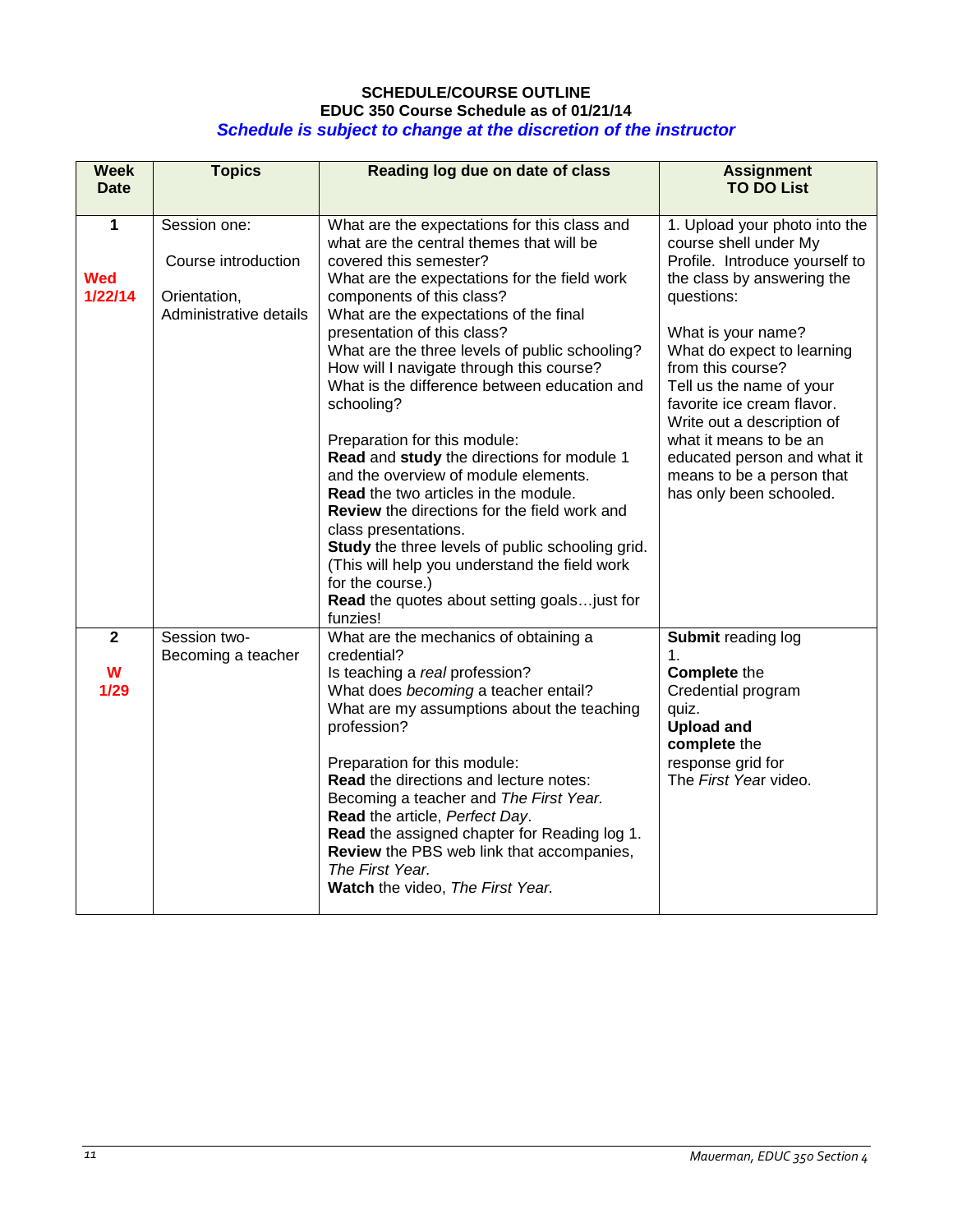**SCHEDULE/COURSE OUTLINE**

**EDUC 350 Course Schedule as of 01/21/14**

***Schedule is subject to change at the discretion of the instructor***

| Week Date | Topics | Reading log due on date of class | Assignment TO DO List |
|---|---|---|---|
| **1** <br> **Wed 1/22/14** | Session one: <br> Course introduction <br> Orientation, Administrative details | What are the expectations for this class and what are the central themes that will be covered this semester? <br> What are the expectations for the field work components of this class? <br> What are the expectations of the final presentation of this class? <br> What are the three levels of public schooling? <br> How will I navigate through this course? <br> What is the difference between education and schooling? <br><br> Preparation for this module: <br> **Read** and **study** the directions for module 1 and the overview of module elements. <br> **Read** the two articles in the module. <br> **Review** the directions for the field work and class presentations. <br> **Study** the three levels of public schooling grid. (This will help you understand the field work for the course.) <br> **Read** the quotes about setting goals…just for funzies! | 1. Upload your photo into the course shell under My Profile. Introduce yourself to the class by answering the questions: <br><br> What is your name? <br> What do expect to learning from this course? <br> Tell us the name of your favorite ice cream flavor. <br> Write out a description of what it means to be an educated person and what it means to be a person that has only been schooled. |
| **2** <br> **W 1/29** | Session two- Becoming a teacher | What are the mechanics of obtaining a credential? <br> Is teaching a *real* profession? <br> What does *becoming* a teacher entail? <br> What are my assumptions about the teaching profession? <br><br> Preparation for this module: <br> **Read** the directions and lecture notes: Becoming a teacher and *The First Year.* <br> **Read** the article, *Perfect Day*. <br> **Read** the assigned chapter for Reading log 1. <br> **Review** the PBS web link that accompanies, *The First Year.* <br> **Watch** the video, *The First Year.* | **Submit** reading log 1. <br> **Complete** the Credential program quiz. <br> **Upload and complete** the response grid for The *First Year* video. |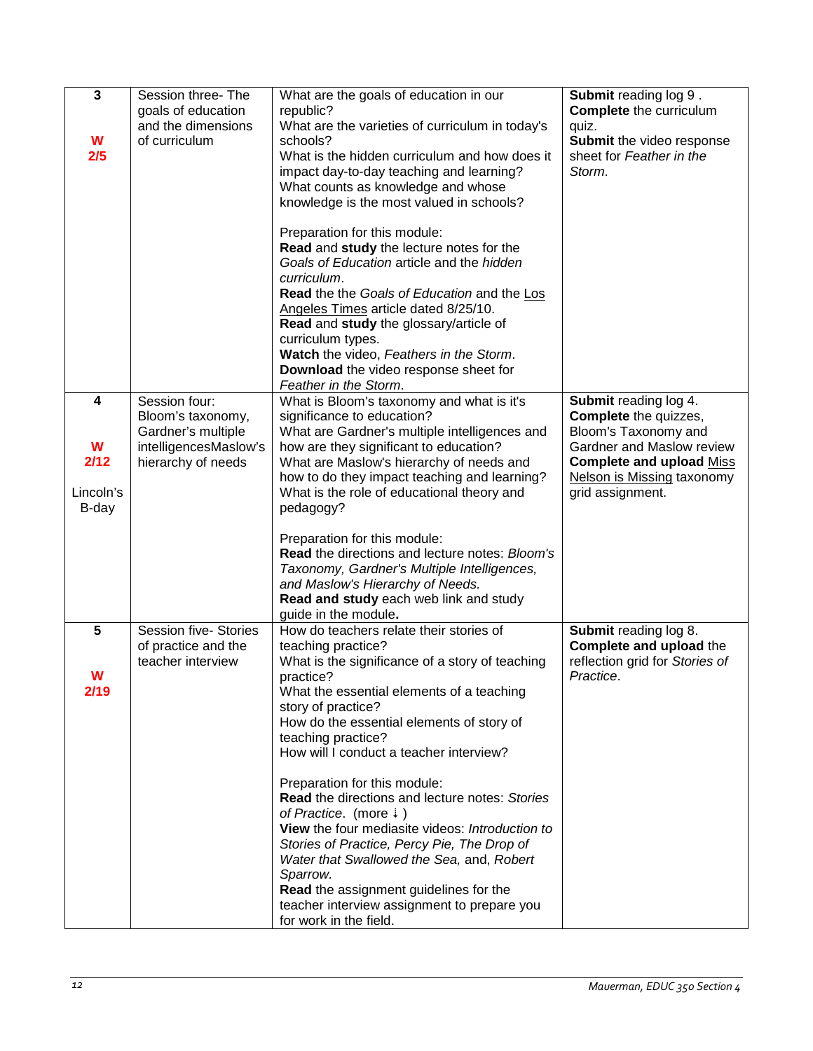| 3<br><br>**W 2/5** | Session three- The goals of education and the dimensions of curriculum | What are the goals of education in our republic?<br>What are the varieties of curriculum in today's schools?<br>What is the hidden curriculum and how does it impact day-to-day teaching and learning?<br>What counts as knowledge and whose knowledge is the most valued in schools?<br><br>Preparation for this module:<br>**Read** and **study** the lecture notes for the *Goals of Education* article and the *hidden curriculum*.<br>**Read** the the *Goals of Education* and the Los Angeles Times article dated 8/25/10.<br>**Read** and **study** the glossary/article of curriculum types.<br>**Watch** the video, *Feathers in the Storm*.<br>**Download** the video response sheet for *Feather in the Storm*. | **Submit** reading log 9 .<br>**Complete** the curriculum quiz.<br>**Submit** the video response sheet for *Feather in the Storm*. |
|---|---|---|---|
| 4<br><br>**W 2/12**<br><br>Lincoln's B-day | Session four: Bloom's taxonomy, Gardner's multiple intelligencesMaslow's hierarchy of needs | What is Bloom's taxonomy and what is it's significance to education?<br>What are Gardner's multiple intelligences and how are they significant to education?<br>What are Maslow's hierarchy of needs and how to do they impact teaching and learning?<br>What is the role of educational theory and pedagogy?<br><br>Preparation for this module:<br>**Read** the directions and lecture notes: *Bloom's Taxonomy, Gardner's Multiple Intelligences, and Maslow's Hierarchy of Needs.*<br>**Read and study** each web link and study guide in the module**.** | **Submit** reading log 4.<br>**Complete** the quizzes, Bloom's Taxonomy and Gardner and Maslow review<br>**Complete and upload** Miss Nelson is Missing taxonomy grid assignment. |
| 5<br><br>**W 2/19** | Session five- Stories of practice and the teacher interview | How do teachers relate their stories of teaching practice?<br>What is the significance of a story of teaching practice?<br>What the essential elements of a teaching story of practice?<br>How do the essential elements of story of teaching practice?<br>How will I conduct a teacher interview?<br><br>Preparation for this module:<br>**Read** the directions and lecture notes: *Stories of Practice*. (more ↓ )<br>**View** the four mediasite videos: *Introduction to Stories of Practice, Percy Pie, The Drop of Water that Swallowed the Sea,* and, *Robert Sparrow.*<br>**Read** the assignment guidelines for the teacher interview assignment to prepare you for work in the field. | **Submit** reading log 8.<br>**Complete and upload** the reflection grid for *Stories of Practice*. |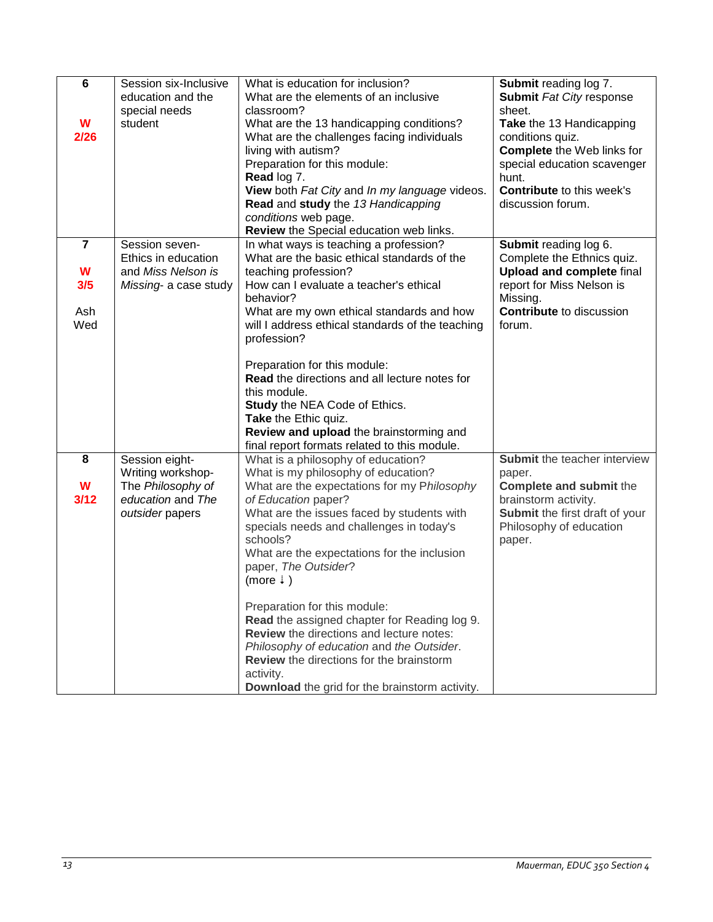| 6<br><br>**W**<br>**2/26** | Session six-Inclusive education and the special needs student | What is education for inclusion?<br>What are the elements of an inclusive classroom?<br>What are the 13 handicapping conditions?<br>What are the challenges facing individuals living with autism?<br>Preparation for this module:<br>**Read** log 7.<br>**View** both *Fat City* and *In my language* videos.<br>**Read** and **study** the *13 Handicapping conditions* web page.<br>**Review** the Special education web links. | **Submit** reading log 7.<br>**Submit** *Fat City* response sheet.<br>**Take** the 13 Handicapping conditions quiz.<br>**Complete** the Web links for special education scavenger hunt.<br>**Contribute** to this week's discussion forum. |
|---|---|---|---|
| **7**<br><br>**W**<br>**3/5**<br><br>Ash Wed | Session seven-Ethics in education and *Miss Nelson is Missing*- a case study | In what ways is teaching a profession?<br>What are the basic ethical standards of the teaching profession?<br>How can I evaluate a teacher's ethical behavior?<br>What are my own ethical standards and how will I address ethical standards of the teaching profession?<br><br>Preparation for this module:<br>**Read** the directions and all lecture notes for this module.<br>**Study** the NEA Code of Ethics.<br>**Take** the Ethic quiz.<br>**Review and upload** the brainstorming and final report formats related to this module. | **Submit** reading log 6.<br>Complete the Ethnics quiz.<br>**Upload and complete** final report for Miss Nelson is Missing.<br>**Contribute** to discussion forum. |
| **8**<br><br>**W**<br>**3/12** | Session eight-Writing workshop-The *Philosophy of education* and *The outsider* papers | What is a philosophy of education?<br>What is my philosophy of education?<br>What are the expectations for my P*hilosophy of Education* paper?<br>What are the issues faced by students with specials needs and challenges in today's schools?<br>What are the expectations for the inclusion paper, *The Outsider*?<br>(more ↓ )<br><br>Preparation for this module:<br>**Read** the assigned chapter for Reading log 9.<br>**Review** the directions and lecture notes: *Philosophy of education* and *the Outsider*.<br>**Review** the directions for the brainstorm activity.<br>**Download** the grid for the brainstorm activity. | **Submit** the teacher interview paper.<br>**Complete and submit** the brainstorm activity.<br>**Submit** the first draft of your Philosophy of education paper. |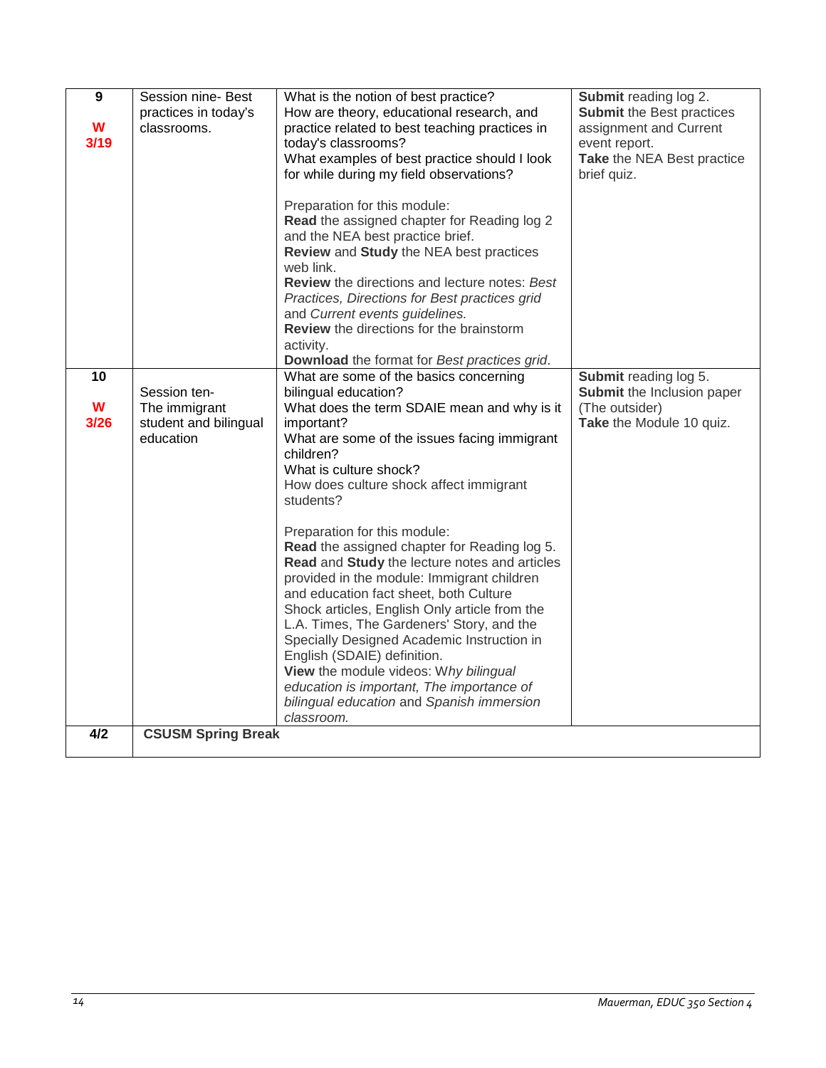| | | | |
|---|---|---|---|
| **9**<br><br>**W**<br>**3/19** | Session nine- Best practices in today's classrooms. | What is the notion of best practice?<br>How are theory, educational research, and practice related to best teaching practices in today's classrooms?<br>What examples of best practice should I look for while during my field observations?<br><br>Preparation for this module:<br>**Read** the assigned chapter for Reading log 2 and the NEA best practice brief.<br>**Review** and **Study** the NEA best practices web link.<br>**Review** the directions and lecture notes: *Best Practices, Directions for Best practices grid* and *Current events guidelines.*<br>**Review** the directions for the brainstorm activity.<br>**Download** the format for *Best practices grid*. | **Submit** reading log 2.<br>**Submit** the Best practices assignment and Current event report.<br>**Take** the NEA Best practice brief quiz. |
| **10**<br><br>**W**<br>**3/26** | Session ten-<br>The immigrant student and bilingual education | What are some of the basics concerning bilingual education?<br>What does the term SDAIE mean and why is it important?<br>What are some of the issues facing immigrant children?<br>What is culture shock?<br>How does culture shock affect immigrant students?<br><br>Preparation for this module:<br>**Read** the assigned chapter for Reading log 5.<br>**Read** and **Study** the lecture notes and articles provided in the module: Immigrant children and education fact sheet, both Culture Shock articles, English Only article from the L.A. Times, The Gardeners' Story, and the Specially Designed Academic Instruction in English (SDAIE) definition.<br>**View** the module videos: W*hy bilingual education is important, The importance of bilingual education* and *Spanish immersion classroom.* | **Submit** reading log 5.<br>**Submit** the Inclusion paper (The outsider)<br>**Take** the Module 10 quiz. |
| **4/2** | **CSUSM Spring Break** | | |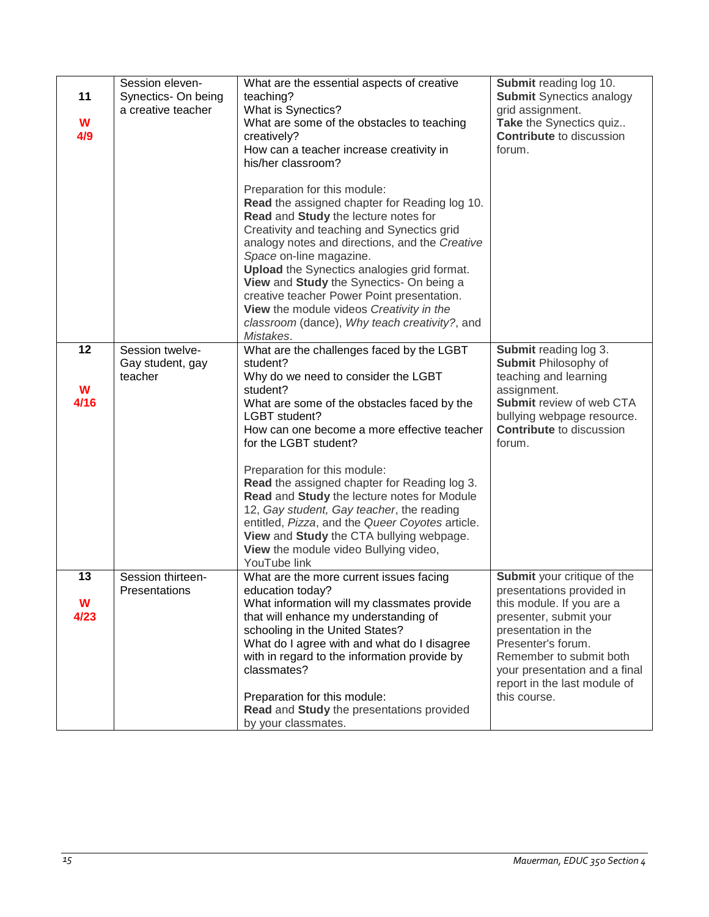| | | | |
|---|---|---|---|
| **11**<br><br>**W**<br>**4/9** | Session eleven-Synectics- On being a creative teacher | What are the essential aspects of creative teaching?<br>What is Synectics?<br>What are some of the obstacles to teaching creatively?<br>How can a teacher increase creativity in his/her classroom?<br><br>Preparation for this module:<br>**Read** the assigned chapter for Reading log 10.<br>**Read** and **Study** the lecture notes for Creativity and teaching and Synectics grid analogy notes and directions, and the *Creative Space* on-line magazine.<br>**Upload** the Synectics analogies grid format.<br>**View** and **Study** the Synectics- On being a creative teacher Power Point presentation.<br>**View** the module videos *Creativity in the classroom* (dance), *Why teach creativity?*, and *Mistakes*. | **Submit** reading log 10.<br>**Submit** Synectics analogy grid assignment.<br>**Take** the Synectics quiz..<br>**Contribute** to discussion forum. |
| **12**<br><br>**W**<br>**4/16** | Session twelve-Gay student, gay teacher | What are the challenges faced by the LGBT student?<br>Why do we need to consider the LGBT student?<br>What are some of the obstacles faced by the LGBT student?<br>How can one become a more effective teacher for the LGBT student?<br><br>Preparation for this module:<br>**Read** the assigned chapter for Reading log 3.<br>**Read** and **Study** the lecture notes for Module 12, *Gay student, Gay teacher*, the reading entitled, *Pizza*, and the *Queer Coyotes* article.<br>**View** and **Study** the CTA bullying webpage.<br>**View** the module video Bullying video, YouTube link | **Submit** reading log 3.<br>**Submit** Philosophy of teaching and learning assignment.<br>**Submit** review of web CTA bullying webpage resource.<br>**Contribute** to discussion forum. |
| **13**<br><br>**W**<br>**4/23** | Session thirteen-Presentations | What are the more current issues facing education today?<br>What information will my classmates provide that will enhance my understanding of schooling in the United States?<br>What do I agree with and what do I disagree with in regard to the information provide by classmates?<br><br>Preparation for this module:<br>**Read** and **Study** the presentations provided by your classmates. | **Submit** your critique of the presentations provided in this module. If you are a presenter, submit your presentation in the Presenter's forum.<br>Remember to submit both your presentation and a final report in the last module of this course. |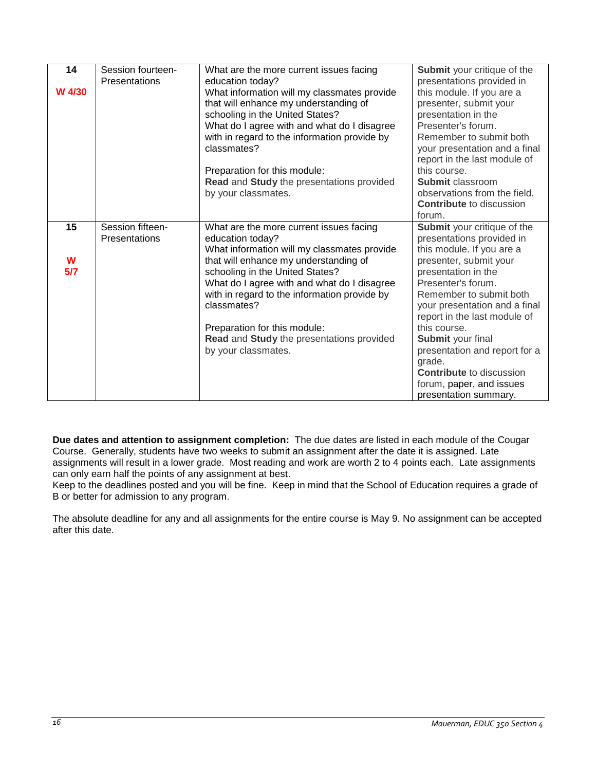| | | | |
|---|---|---|---|
| **14**<br><br>**W 4/30** | Session fourteen-Presentations | What are the more current issues facing education today?<br>What information will my classmates provide that will enhance my understanding of schooling in the United States?<br>What do I agree with and what do I disagree with in regard to the information provide by classmates?<br><br>Preparation for this module:<br>**Read** and **Study** the presentations provided by your classmates. | **Submit** your critique of the presentations provided in this module. If you are a presenter, submit your presentation in the Presenter's forum.<br>Remember to submit both your presentation and a final report in the last module of this course.<br>**Submit** classroom observations from the field.<br>**Contribute** to discussion forum. |
| **15**<br><br>**W 5/7** | Session fifteen-Presentations | What are the more current issues facing education today?<br>What information will my classmates provide that will enhance my understanding of schooling in the United States?<br>What do I agree with and what do I disagree with in regard to the information provide by classmates?<br><br>Preparation for this module:<br>**Read** and **Study** the presentations provided by your classmates. | **Submit** your critique of the presentations provided in this module. If you are a presenter, submit your presentation in the Presenter's forum.<br>Remember to submit both your presentation and a final report in the last module of this course.<br>**Submit** your final presentation and report for a grade.<br>**Contribute** to discussion forum, paper, and issues presentation summary. |

**Due dates and attention to assignment completion:** The due dates are listed in each module of the Cougar Course. Generally, students have two weeks to submit an assignment after the date it is assigned. Late assignments will result in a lower grade. Most reading and work are worth 2 to 4 points each. Late assignments can only earn half the points of any assignment at best.
Keep to the deadlines posted and you will be fine. Keep in mind that the School of Education requires a grade of B or better for admission to any program.

The absolute deadline for any and all assignments for the entire course is May 9. No assignment can be accepted after this date.